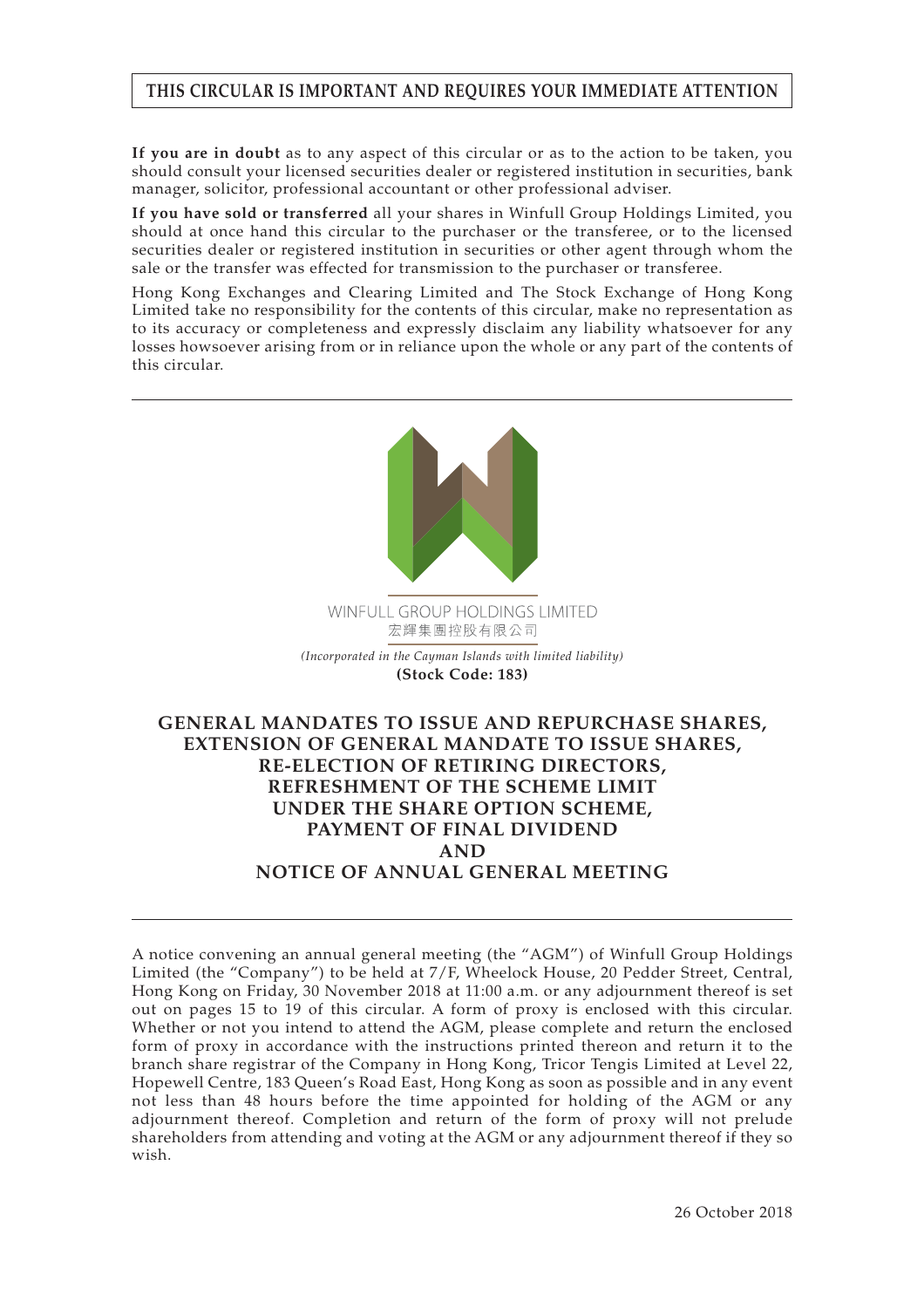**THIS CIRCULAR IS IMPORTANT AND REQUIRES YOUR IMMEDIATE ATTENTION**

**If you are in doubt** as to any aspect of this circular or as to the action to be taken, you should consult your licensed securities dealer or registered institution in securities, bank manager, solicitor, professional accountant or other professional adviser.

**If you have sold or transferred** all your shares in Winfull Group Holdings Limited, you should at once hand this circular to the purchaser or the transferee, or to the licensed securities dealer or registered institution in securities or other agent through whom the sale or the transfer was effected for transmission to the purchaser or transferee.

Hong Kong Exchanges and Clearing Limited and The Stock Exchange of Hong Kong Limited take no responsibility for the contents of this circular, make no representation as to its accuracy or completeness and expressly disclaim any liability whatsoever for any losses howsoever arising from or in reliance upon the whole or any part of the contents of this circular.

WINFULL GROUP HOLDINGS LIMITED
宏輝集團控股有限公司

*(Incorporated in the Cayman Islands with limited liability)*
**(Stock Code: 183)**

# GENERAL MANDATES TO ISSUE AND REPURCHASE SHARES, EXTENSION OF GENERAL MANDATE TO ISSUE SHARES, RE-ELECTION OF RETIRING DIRECTORS, REFRESHMENT OF THE SCHEME LIMIT UNDER THE SHARE OPTION SCHEME, PAYMENT OF FINAL DIVIDEND AND NOTICE OF ANNUAL GENERAL MEETING

A notice convening an annual general meeting (the "AGM") of Winfull Group Holdings Limited (the "Company") to be held at 7/F, Wheelock House, 20 Pedder Street, Central, Hong Kong on Friday, 30 November 2018 at 11:00 a.m. or any adjournment thereof is set out on pages 15 to 19 of this circular. A form of proxy is enclosed with this circular. Whether or not you intend to attend the AGM, please complete and return the enclosed form of proxy in accordance with the instructions printed thereon and return it to the branch share registrar of the Company in Hong Kong, Tricor Tengis Limited at Level 22, Hopewell Centre, 183 Queen's Road East, Hong Kong as soon as possible and in any event not less than 48 hours before the time appointed for holding of the AGM or any adjournment thereof. Completion and return of the form of proxy will not prelude shareholders from attending and voting at the AGM or any adjournment thereof if they so wish.

26 October 2018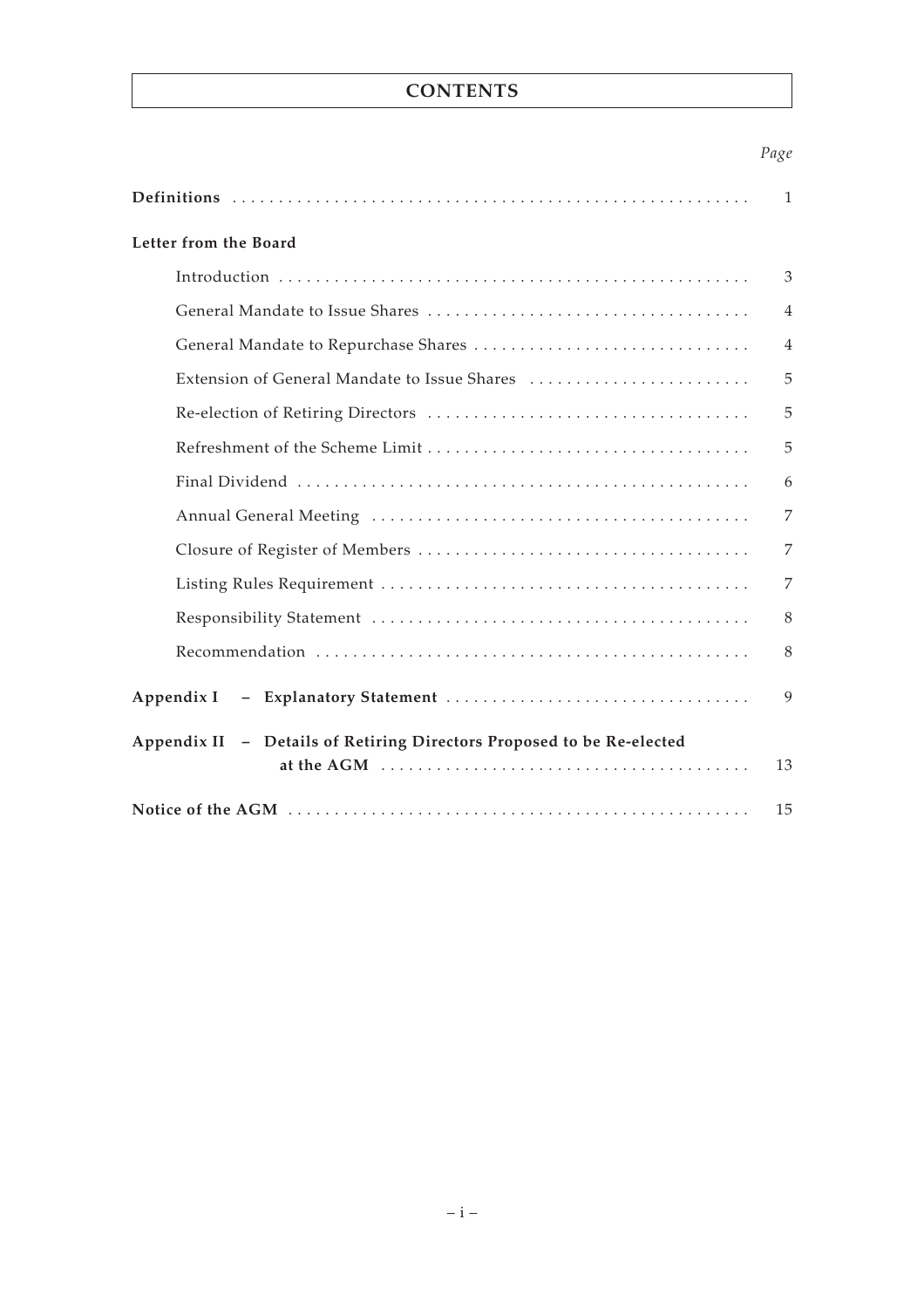# CONTENTS

| | *Page* |
|---|---|
| **Definitions** | 1 |
| **Letter from the Board** | |
| Introduction | 3 |
| General Mandate to Issue Shares | 4 |
| General Mandate to Repurchase Shares | 4 |
| Extension of General Mandate to Issue Shares | 5 |
| Re-election of Retiring Directors | 5 |
| Refreshment of the Scheme Limit | 5 |
| Final Dividend | 6 |
| Annual General Meeting | 7 |
| Closure of Register of Members | 7 |
| Listing Rules Requirement | 7 |
| Responsibility Statement | 8 |
| Recommendation | 8 |
| **Appendix I – Explanatory Statement** | 9 |
| **Appendix II – Details of Retiring Directors Proposed to be Re-elected at the AGM** | 13 |
| **Notice of the AGM** | 15 |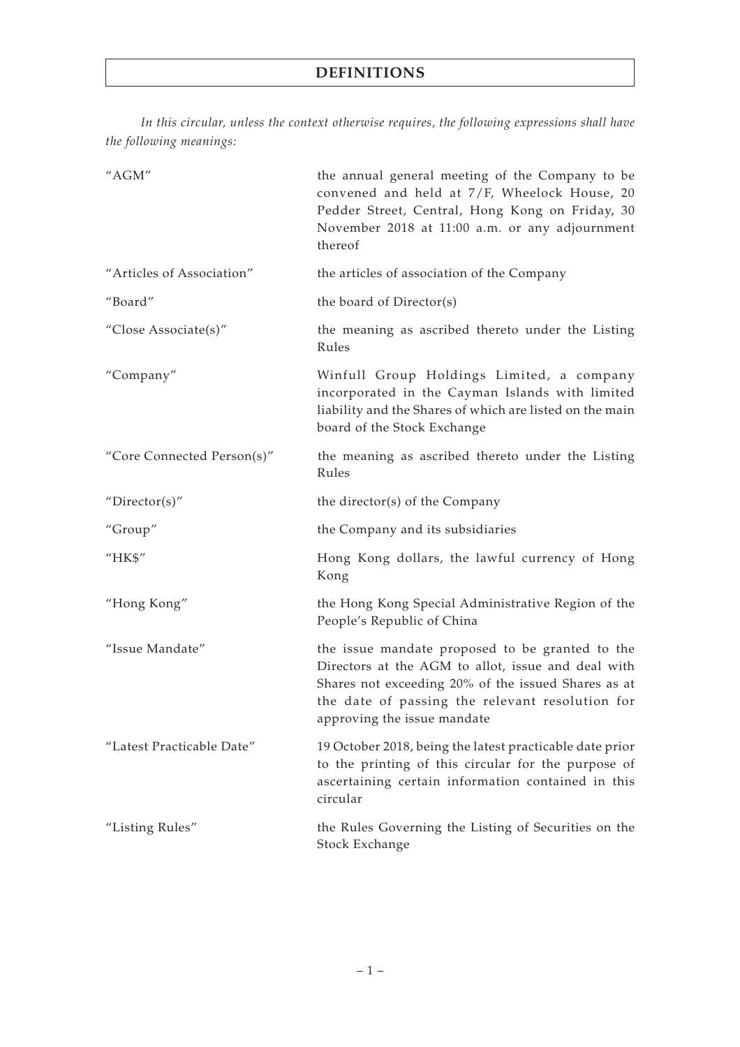# DEFINITIONS

*In this circular, unless the context otherwise requires, the following expressions shall have the following meanings:*

| | |
|---|---|
| "AGM" | the annual general meeting of the Company to be convened and held at 7/F, Wheelock House, 20 Pedder Street, Central, Hong Kong on Friday, 30 November 2018 at 11:00 a.m. or any adjournment thereof |
| "Articles of Association" | the articles of association of the Company |
| "Board" | the board of Director(s) |
| "Close Associate(s)" | the meaning as ascribed thereto under the Listing Rules |
| "Company" | Winfull Group Holdings Limited, a company incorporated in the Cayman Islands with limited liability and the Shares of which are listed on the main board of the Stock Exchange |
| "Core Connected Person(s)" | the meaning as ascribed thereto under the Listing Rules |
| "Director(s)" | the director(s) of the Company |
| "Group" | the Company and its subsidiaries |
| "HK$" | Hong Kong dollars, the lawful currency of Hong Kong |
| "Hong Kong" | the Hong Kong Special Administrative Region of the People's Republic of China |
| "Issue Mandate" | the issue mandate proposed to be granted to the Directors at the AGM to allot, issue and deal with Shares not exceeding 20% of the issued Shares as at the date of passing the relevant resolution for approving the issue mandate |
| "Latest Practicable Date" | 19 October 2018, being the latest practicable date prior to the printing of this circular for the purpose of ascertaining certain information contained in this circular |
| "Listing Rules" | the Rules Governing the Listing of Securities on the Stock Exchange |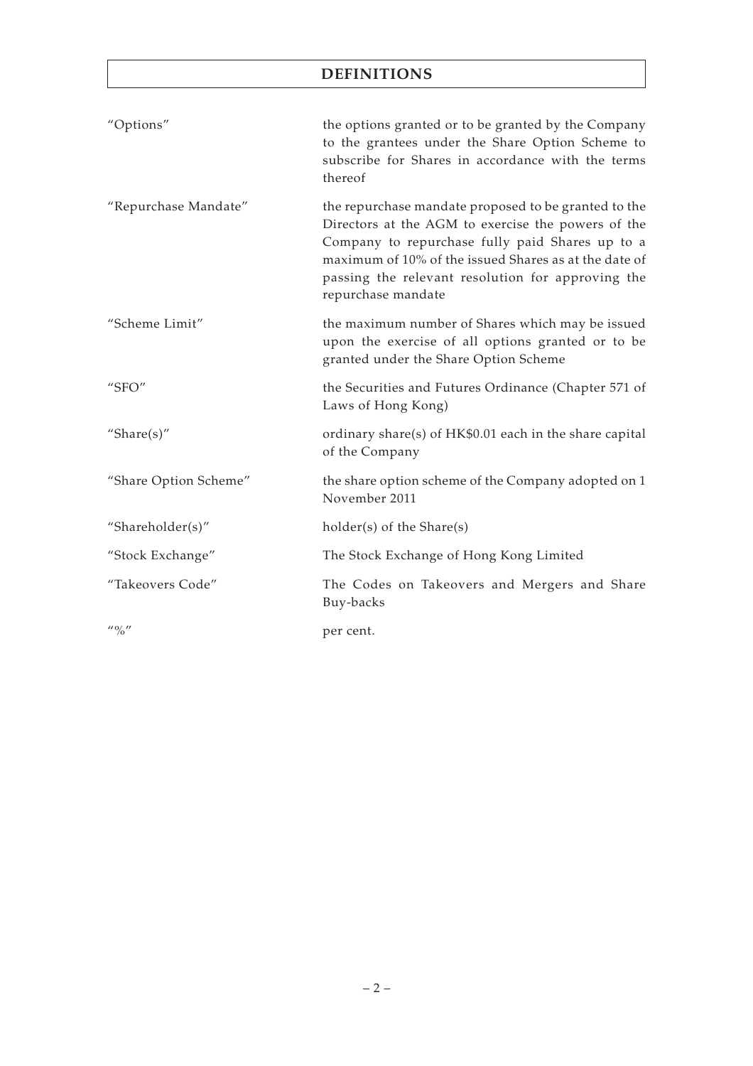# DEFINITIONS

| | |
|---|---|
| "Options" | the options granted or to be granted by the Company to the grantees under the Share Option Scheme to subscribe for Shares in accordance with the terms thereof |
| "Repurchase Mandate" | the repurchase mandate proposed to be granted to the Directors at the AGM to exercise the powers of the Company to repurchase fully paid Shares up to a maximum of 10% of the issued Shares as at the date of passing the relevant resolution for approving the repurchase mandate |
| "Scheme Limit" | the maximum number of Shares which may be issued upon the exercise of all options granted or to be granted under the Share Option Scheme |
| "SFO" | the Securities and Futures Ordinance (Chapter 571 of Laws of Hong Kong) |
| "Share(s)" | ordinary share(s) of HK$0.01 each in the share capital of the Company |
| "Share Option Scheme" | the share option scheme of the Company adopted on 1 November 2011 |
| "Shareholder(s)" | holder(s) of the Share(s) |
| "Stock Exchange" | The Stock Exchange of Hong Kong Limited |
| "Takeovers Code" | The Codes on Takeovers and Mergers and Share Buy-backs |
| "%" | per cent. |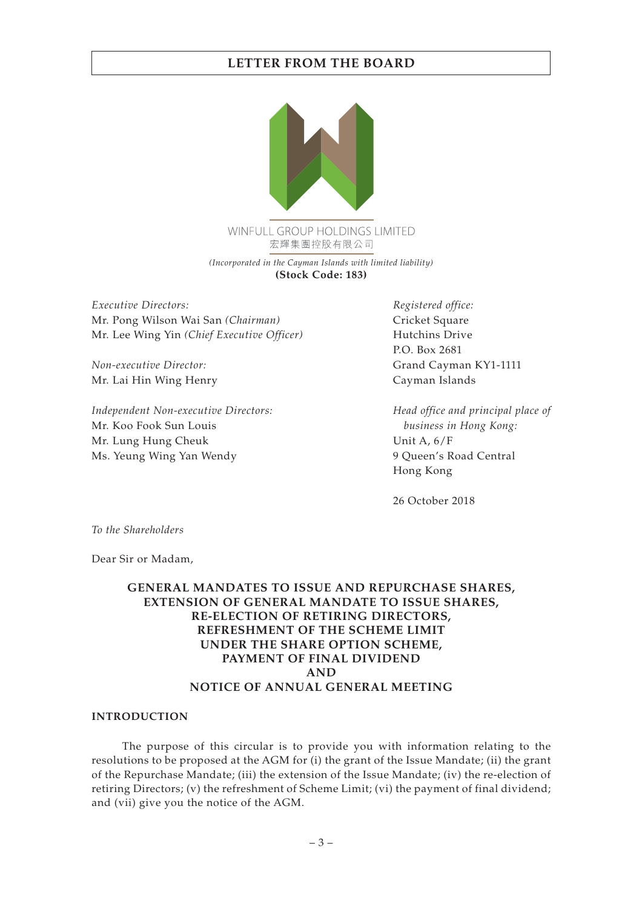# LETTER FROM THE BOARD

WINFULL GROUP HOLDINGS LIMITED
宏輝集團控股有限公司

*(Incorporated in the Cayman Islands with limited liability)*
**(Stock Code: 183)**

*Executive Directors:*
Mr. Pong Wilson Wai San *(Chairman)*
Mr. Lee Wing Yin *(Chief Executive Officer)*

*Non-executive Director:*
Mr. Lai Hin Wing Henry

*Independent Non-executive Directors:*
Mr. Koo Fook Sun Louis
Mr. Lung Hung Cheuk
Ms. Yeung Wing Yan Wendy

*Registered office:*
Cricket Square
Hutchins Drive
P.O. Box 2681
Grand Cayman KY1-1111
Cayman Islands

*Head office and principal place of business in Hong Kong:*
Unit A, 6/F
9 Queen's Road Central
Hong Kong

26 October 2018

*To the Shareholders*

Dear Sir or Madam,

## GENERAL MANDATES TO ISSUE AND REPURCHASE SHARES, EXTENSION OF GENERAL MANDATE TO ISSUE SHARES, RE-ELECTION OF RETIRING DIRECTORS, REFRESHMENT OF THE SCHEME LIMIT UNDER THE SHARE OPTION SCHEME, PAYMENT OF FINAL DIVIDEND AND NOTICE OF ANNUAL GENERAL MEETING

### INTRODUCTION

The purpose of this circular is to provide you with information relating to the resolutions to be proposed at the AGM for (i) the grant of the Issue Mandate; (ii) the grant of the Repurchase Mandate; (iii) the extension of the Issue Mandate; (iv) the re-election of retiring Directors; (v) the refreshment of Scheme Limit; (vi) the payment of final dividend; and (vii) give you the notice of the AGM.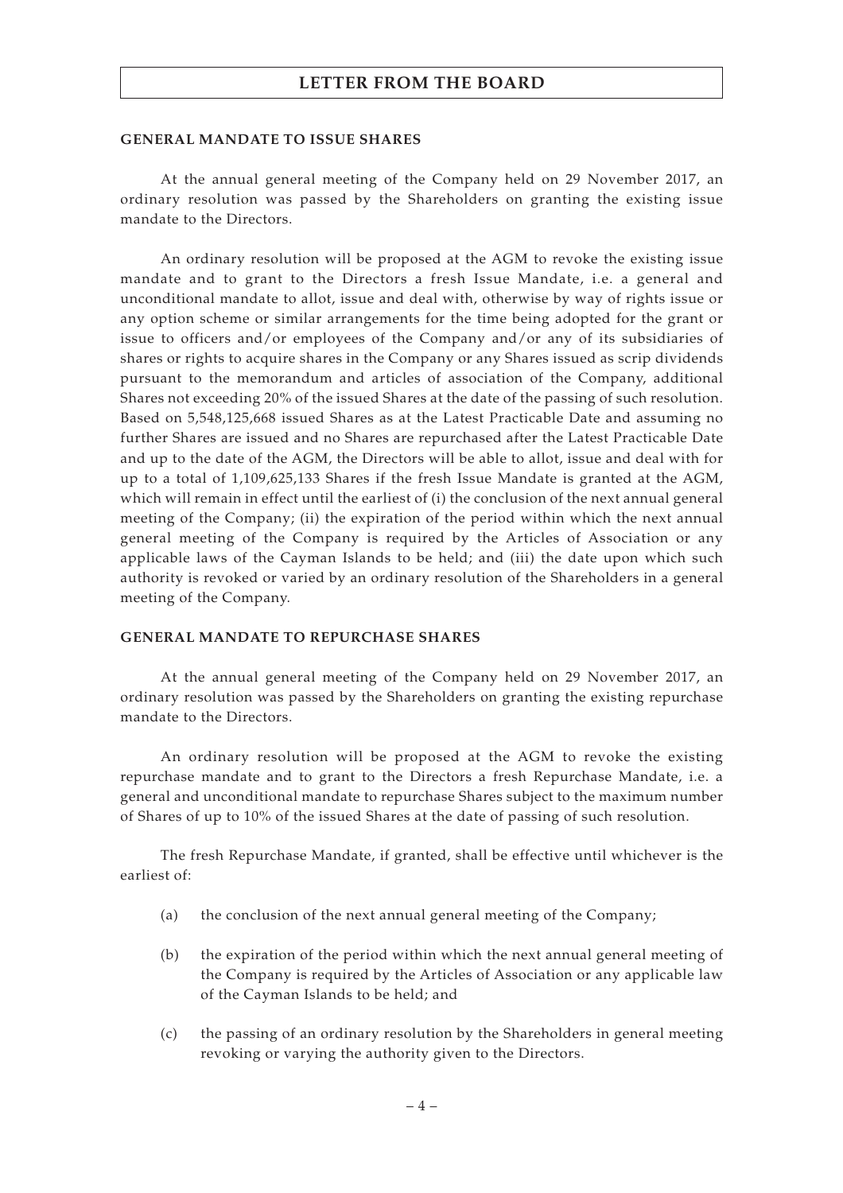## GENERAL MANDATE TO ISSUE SHARES

At the annual general meeting of the Company held on 29 November 2017, an ordinary resolution was passed by the Shareholders on granting the existing issue mandate to the Directors.

An ordinary resolution will be proposed at the AGM to revoke the existing issue mandate and to grant to the Directors a fresh Issue Mandate, i.e. a general and unconditional mandate to allot, issue and deal with, otherwise by way of rights issue or any option scheme or similar arrangements for the time being adopted for the grant or issue to officers and/or employees of the Company and/or any of its subsidiaries of shares or rights to acquire shares in the Company or any Shares issued as scrip dividends pursuant to the memorandum and articles of association of the Company, additional Shares not exceeding 20% of the issued Shares at the date of the passing of such resolution. Based on 5,548,125,668 issued Shares as at the Latest Practicable Date and assuming no further Shares are issued and no Shares are repurchased after the Latest Practicable Date and up to the date of the AGM, the Directors will be able to allot, issue and deal with for up to a total of 1,109,625,133 Shares if the fresh Issue Mandate is granted at the AGM, which will remain in effect until the earliest of (i) the conclusion of the next annual general meeting of the Company; (ii) the expiration of the period within which the next annual general meeting of the Company is required by the Articles of Association or any applicable laws of the Cayman Islands to be held; and (iii) the date upon which such authority is revoked or varied by an ordinary resolution of the Shareholders in a general meeting of the Company.

## GENERAL MANDATE TO REPURCHASE SHARES

At the annual general meeting of the Company held on 29 November 2017, an ordinary resolution was passed by the Shareholders on granting the existing repurchase mandate to the Directors.

An ordinary resolution will be proposed at the AGM to revoke the existing repurchase mandate and to grant to the Directors a fresh Repurchase Mandate, i.e. a general and unconditional mandate to repurchase Shares subject to the maximum number of Shares of up to 10% of the issued Shares at the date of passing of such resolution.

The fresh Repurchase Mandate, if granted, shall be effective until whichever is the earliest of:

(a) the conclusion of the next annual general meeting of the Company;

(b) the expiration of the period within which the next annual general meeting of the Company is required by the Articles of Association or any applicable law of the Cayman Islands to be held; and

(c) the passing of an ordinary resolution by the Shareholders in general meeting revoking or varying the authority given to the Directors.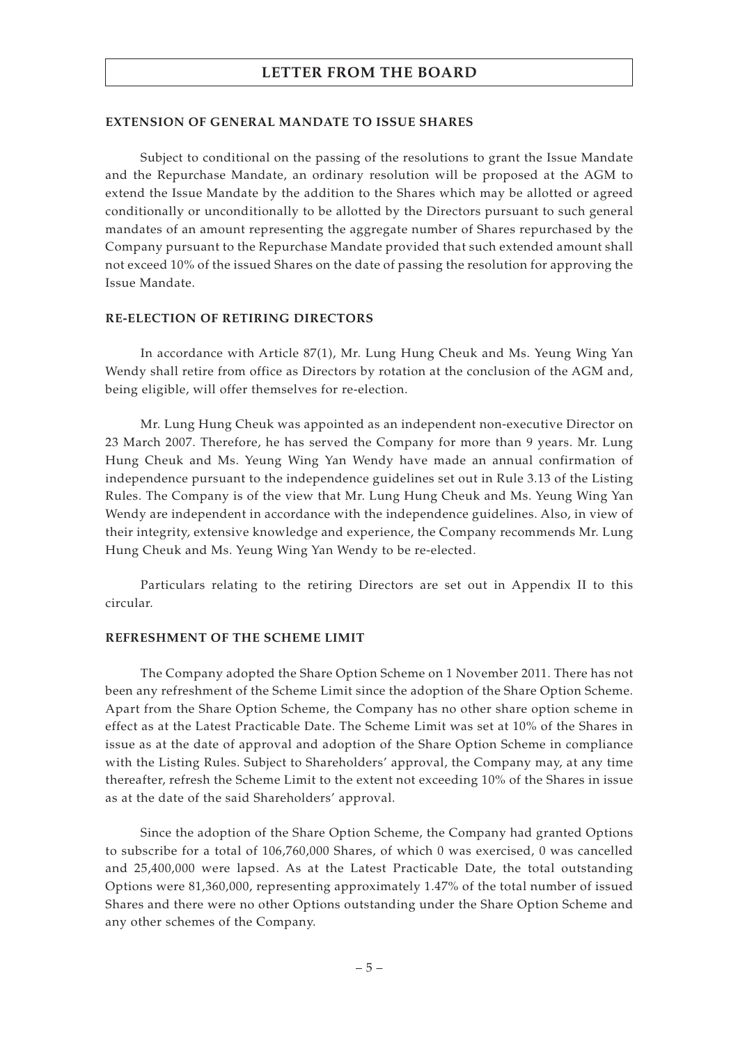### EXTENSION OF GENERAL MANDATE TO ISSUE SHARES

Subject to conditional on the passing of the resolutions to grant the Issue Mandate and the Repurchase Mandate, an ordinary resolution will be proposed at the AGM to extend the Issue Mandate by the addition to the Shares which may be allotted or agreed conditionally or unconditionally to be allotted by the Directors pursuant to such general mandates of an amount representing the aggregate number of Shares repurchased by the Company pursuant to the Repurchase Mandate provided that such extended amount shall not exceed 10% of the issued Shares on the date of passing the resolution for approving the Issue Mandate.

### RE-ELECTION OF RETIRING DIRECTORS

In accordance with Article 87(1), Mr. Lung Hung Cheuk and Ms. Yeung Wing Yan Wendy shall retire from office as Directors by rotation at the conclusion of the AGM and, being eligible, will offer themselves for re-election.

Mr. Lung Hung Cheuk was appointed as an independent non-executive Director on 23 March 2007. Therefore, he has served the Company for more than 9 years. Mr. Lung Hung Cheuk and Ms. Yeung Wing Yan Wendy have made an annual confirmation of independence pursuant to the independence guidelines set out in Rule 3.13 of the Listing Rules. The Company is of the view that Mr. Lung Hung Cheuk and Ms. Yeung Wing Yan Wendy are independent in accordance with the independence guidelines. Also, in view of their integrity, extensive knowledge and experience, the Company recommends Mr. Lung Hung Cheuk and Ms. Yeung Wing Yan Wendy to be re-elected.

Particulars relating to the retiring Directors are set out in Appendix II to this circular.

### REFRESHMENT OF THE SCHEME LIMIT

The Company adopted the Share Option Scheme on 1 November 2011. There has not been any refreshment of the Scheme Limit since the adoption of the Share Option Scheme. Apart from the Share Option Scheme, the Company has no other share option scheme in effect as at the Latest Practicable Date. The Scheme Limit was set at 10% of the Shares in issue as at the date of approval and adoption of the Share Option Scheme in compliance with the Listing Rules. Subject to Shareholders' approval, the Company may, at any time thereafter, refresh the Scheme Limit to the extent not exceeding 10% of the Shares in issue as at the date of the said Shareholders' approval.

Since the adoption of the Share Option Scheme, the Company had granted Options to subscribe for a total of 106,760,000 Shares, of which 0 was exercised, 0 was cancelled and 25,400,000 were lapsed. As at the Latest Practicable Date, the total outstanding Options were 81,360,000, representing approximately 1.47% of the total number of issued Shares and there were no other Options outstanding under the Share Option Scheme and any other schemes of the Company.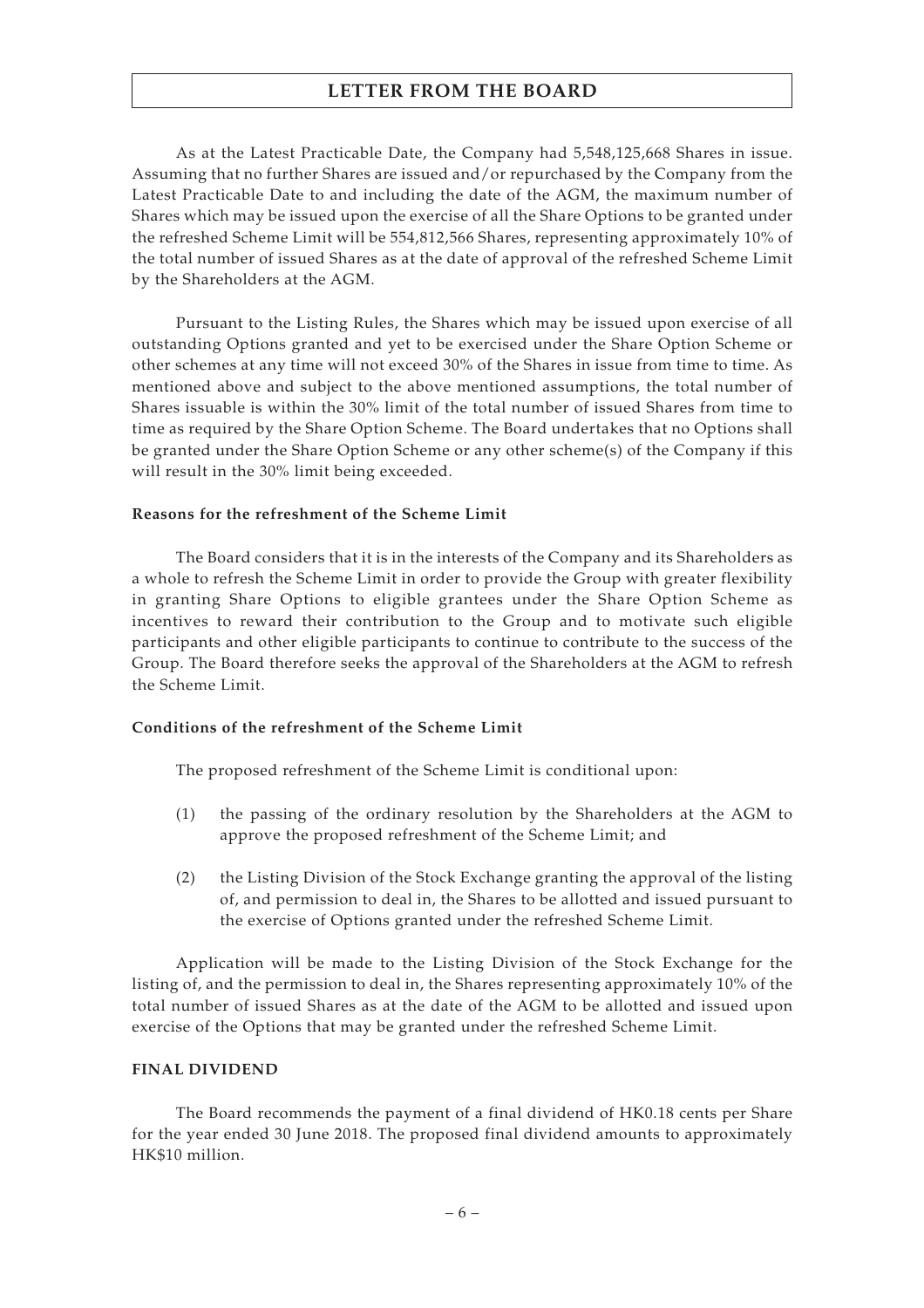As at the Latest Practicable Date, the Company had 5,548,125,668 Shares in issue. Assuming that no further Shares are issued and/or repurchased by the Company from the Latest Practicable Date to and including the date of the AGM, the maximum number of Shares which may be issued upon the exercise of all the Share Options to be granted under the refreshed Scheme Limit will be 554,812,566 Shares, representing approximately 10% of the total number of issued Shares as at the date of approval of the refreshed Scheme Limit by the Shareholders at the AGM.

Pursuant to the Listing Rules, the Shares which may be issued upon exercise of all outstanding Options granted and yet to be exercised under the Share Option Scheme or other schemes at any time will not exceed 30% of the Shares in issue from time to time. As mentioned above and subject to the above mentioned assumptions, the total number of Shares issuable is within the 30% limit of the total number of issued Shares from time to time as required by the Share Option Scheme. The Board undertakes that no Options shall be granted under the Share Option Scheme or any other scheme(s) of the Company if this will result in the 30% limit being exceeded.

**Reasons for the refreshment of the Scheme Limit**

The Board considers that it is in the interests of the Company and its Shareholders as a whole to refresh the Scheme Limit in order to provide the Group with greater flexibility in granting Share Options to eligible grantees under the Share Option Scheme as incentives to reward their contribution to the Group and to motivate such eligible participants and other eligible participants to continue to contribute to the success of the Group. The Board therefore seeks the approval of the Shareholders at the AGM to refresh the Scheme Limit.

**Conditions of the refreshment of the Scheme Limit**

The proposed refreshment of the Scheme Limit is conditional upon:

(1) the passing of the ordinary resolution by the Shareholders at the AGM to approve the proposed refreshment of the Scheme Limit; and

(2) the Listing Division of the Stock Exchange granting the approval of the listing of, and permission to deal in, the Shares to be allotted and issued pursuant to the exercise of Options granted under the refreshed Scheme Limit.

Application will be made to the Listing Division of the Stock Exchange for the listing of, and the permission to deal in, the Shares representing approximately 10% of the total number of issued Shares as at the date of the AGM to be allotted and issued upon exercise of the Options that may be granted under the refreshed Scheme Limit.

**FINAL DIVIDEND**

The Board recommends the payment of a final dividend of HK0.18 cents per Share for the year ended 30 June 2018. The proposed final dividend amounts to approximately HK$10 million.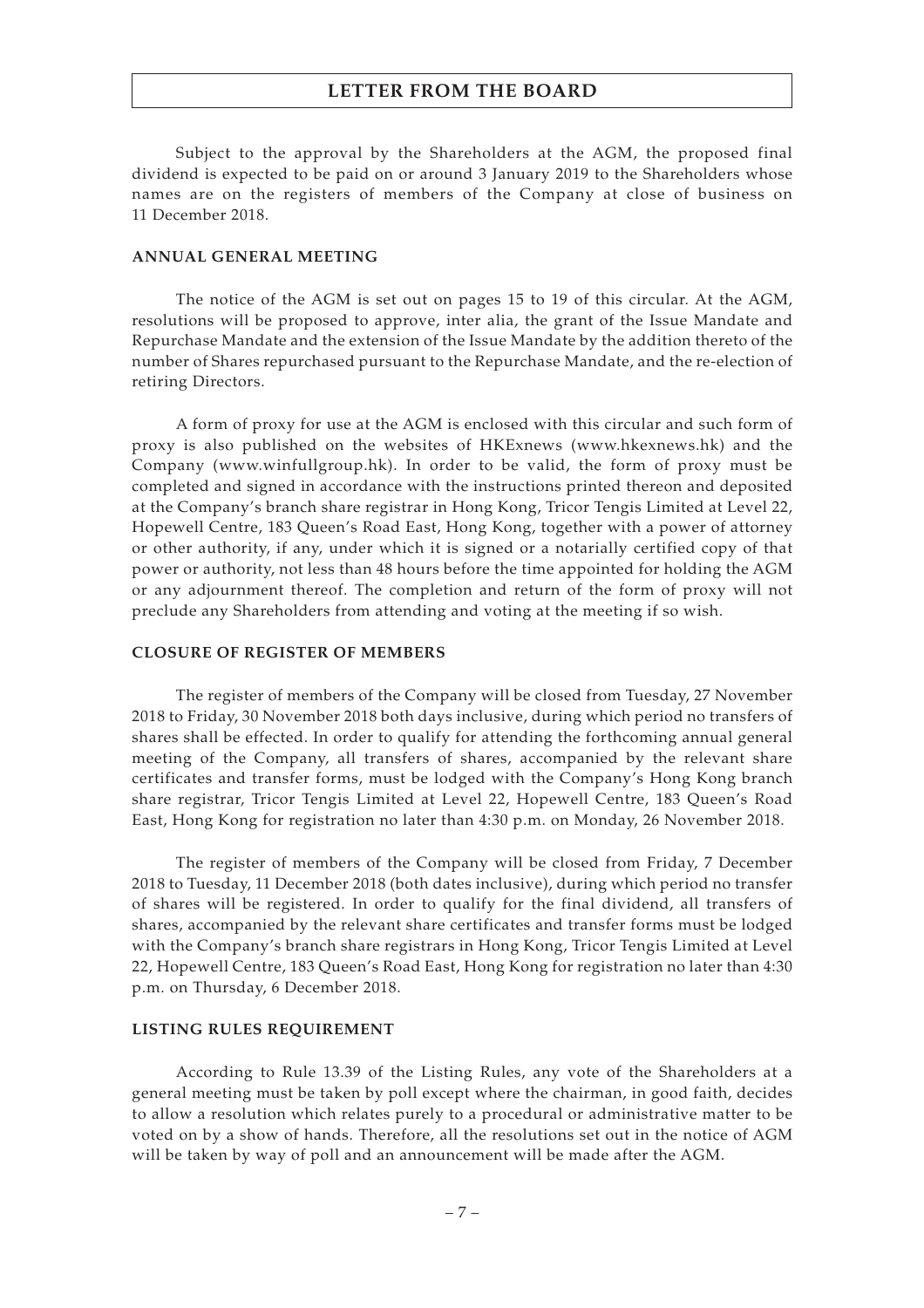Subject to the approval by the Shareholders at the AGM, the proposed final dividend is expected to be paid on or around 3 January 2019 to the Shareholders whose names are on the registers of members of the Company at close of business on 11 December 2018.

## ANNUAL GENERAL MEETING

The notice of the AGM is set out on pages 15 to 19 of this circular. At the AGM, resolutions will be proposed to approve, inter alia, the grant of the Issue Mandate and Repurchase Mandate and the extension of the Issue Mandate by the addition thereto of the number of Shares repurchased pursuant to the Repurchase Mandate, and the re-election of retiring Directors.

A form of proxy for use at the AGM is enclosed with this circular and such form of proxy is also published on the websites of HKExnews (www.hkexnews.hk) and the Company (www.winfullgroup.hk). In order to be valid, the form of proxy must be completed and signed in accordance with the instructions printed thereon and deposited at the Company's branch share registrar in Hong Kong, Tricor Tengis Limited at Level 22, Hopewell Centre, 183 Queen's Road East, Hong Kong, together with a power of attorney or other authority, if any, under which it is signed or a notarially certified copy of that power or authority, not less than 48 hours before the time appointed for holding the AGM or any adjournment thereof. The completion and return of the form of proxy will not preclude any Shareholders from attending and voting at the meeting if so wish.

## CLOSURE OF REGISTER OF MEMBERS

The register of members of the Company will be closed from Tuesday, 27 November 2018 to Friday, 30 November 2018 both days inclusive, during which period no transfers of shares shall be effected. In order to qualify for attending the forthcoming annual general meeting of the Company, all transfers of shares, accompanied by the relevant share certificates and transfer forms, must be lodged with the Company's Hong Kong branch share registrar, Tricor Tengis Limited at Level 22, Hopewell Centre, 183 Queen's Road East, Hong Kong for registration no later than 4:30 p.m. on Monday, 26 November 2018.

The register of members of the Company will be closed from Friday, 7 December 2018 to Tuesday, 11 December 2018 (both dates inclusive), during which period no transfer of shares will be registered. In order to qualify for the final dividend, all transfers of shares, accompanied by the relevant share certificates and transfer forms must be lodged with the Company's branch share registrars in Hong Kong, Tricor Tengis Limited at Level 22, Hopewell Centre, 183 Queen's Road East, Hong Kong for registration no later than 4:30 p.m. on Thursday, 6 December 2018.

## LISTING RULES REQUIREMENT

According to Rule 13.39 of the Listing Rules, any vote of the Shareholders at a general meeting must be taken by poll except where the chairman, in good faith, decides to allow a resolution which relates purely to a procedural or administrative matter to be voted on by a show of hands. Therefore, all the resolutions set out in the notice of AGM will be taken by way of poll and an announcement will be made after the AGM.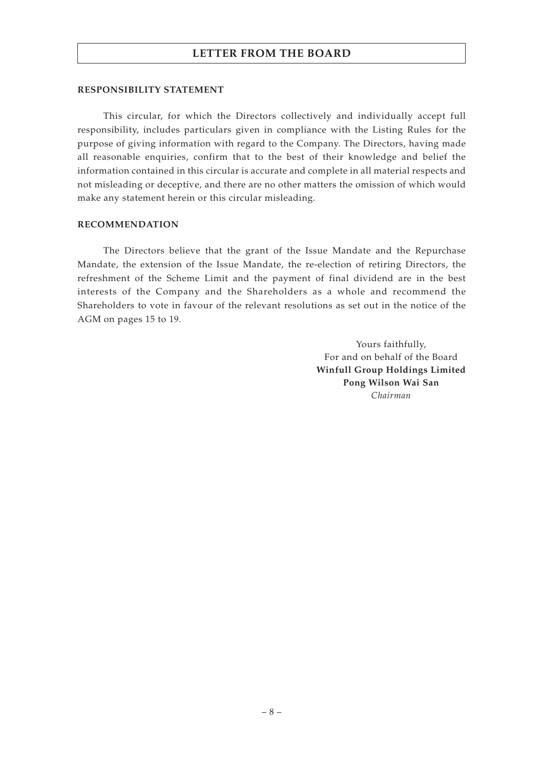# LETTER FROM THE BOARD

## RESPONSIBILITY STATEMENT

This circular, for which the Directors collectively and individually accept full responsibility, includes particulars given in compliance with the Listing Rules for the purpose of giving information with regard to the Company. The Directors, having made all reasonable enquiries, confirm that to the best of their knowledge and belief the information contained in this circular is accurate and complete in all material respects and not misleading or deceptive, and there are no other matters the omission of which would make any statement herein or this circular misleading.

## RECOMMENDATION

The Directors believe that the grant of the Issue Mandate and the Repurchase Mandate, the extension of the Issue Mandate, the re-election of retiring Directors, the refreshment of the Scheme Limit and the payment of final dividend are in the best interests of the Company and the Shareholders as a whole and recommend the Shareholders to vote in favour of the relevant resolutions as set out in the notice of the AGM on pages 15 to 19.

Yours faithfully,
For and on behalf of the Board
**Winfull Group Holdings Limited**
**Pong Wilson Wai San**
*Chairman*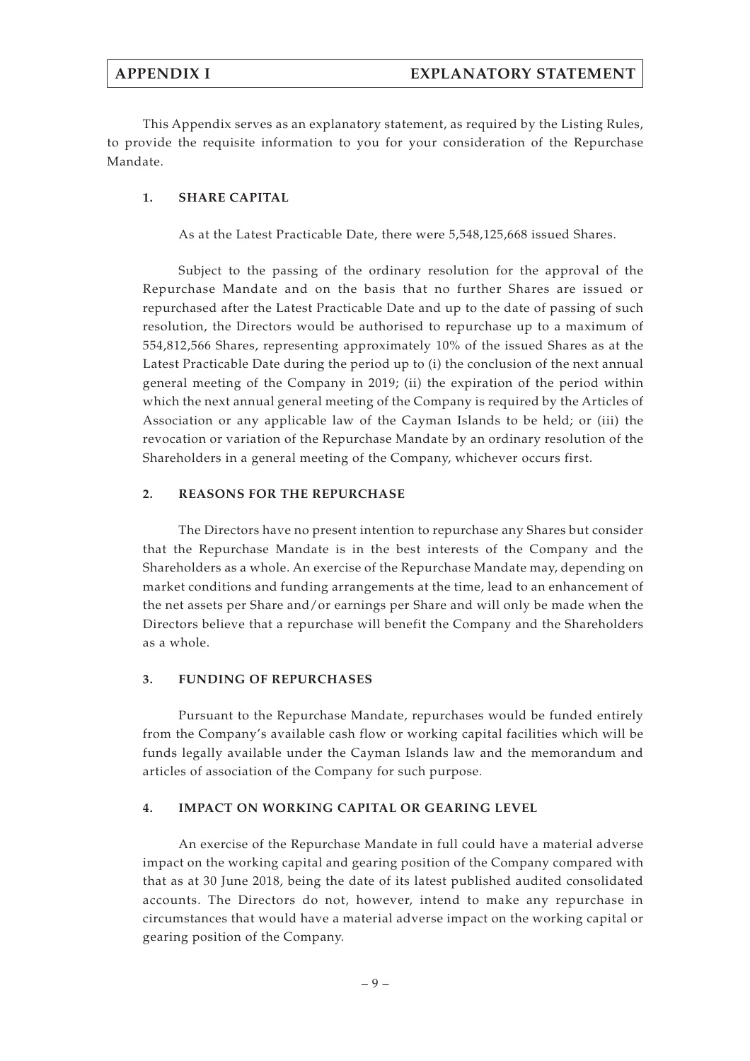# APPENDIX I EXPLANATORY STATEMENT

This Appendix serves as an explanatory statement, as required by the Listing Rules, to provide the requisite information to you for your consideration of the Repurchase Mandate.

## 1. SHARE CAPITAL

As at the Latest Practicable Date, there were 5,548,125,668 issued Shares.

Subject to the passing of the ordinary resolution for the approval of the Repurchase Mandate and on the basis that no further Shares are issued or repurchased after the Latest Practicable Date and up to the date of passing of such resolution, the Directors would be authorised to repurchase up to a maximum of 554,812,566 Shares, representing approximately 10% of the issued Shares as at the Latest Practicable Date during the period up to (i) the conclusion of the next annual general meeting of the Company in 2019; (ii) the expiration of the period within which the next annual general meeting of the Company is required by the Articles of Association or any applicable law of the Cayman Islands to be held; or (iii) the revocation or variation of the Repurchase Mandate by an ordinary resolution of the Shareholders in a general meeting of the Company, whichever occurs first.

## 2. REASONS FOR THE REPURCHASE

The Directors have no present intention to repurchase any Shares but consider that the Repurchase Mandate is in the best interests of the Company and the Shareholders as a whole. An exercise of the Repurchase Mandate may, depending on market conditions and funding arrangements at the time, lead to an enhancement of the net assets per Share and/or earnings per Share and will only be made when the Directors believe that a repurchase will benefit the Company and the Shareholders as a whole.

## 3. FUNDING OF REPURCHASES

Pursuant to the Repurchase Mandate, repurchases would be funded entirely from the Company's available cash flow or working capital facilities which will be funds legally available under the Cayman Islands law and the memorandum and articles of association of the Company for such purpose.

## 4. IMPACT ON WORKING CAPITAL OR GEARING LEVEL

An exercise of the Repurchase Mandate in full could have a material adverse impact on the working capital and gearing position of the Company compared with that as at 30 June 2018, being the date of its latest published audited consolidated accounts. The Directors do not, however, intend to make any repurchase in circumstances that would have a material adverse impact on the working capital or gearing position of the Company.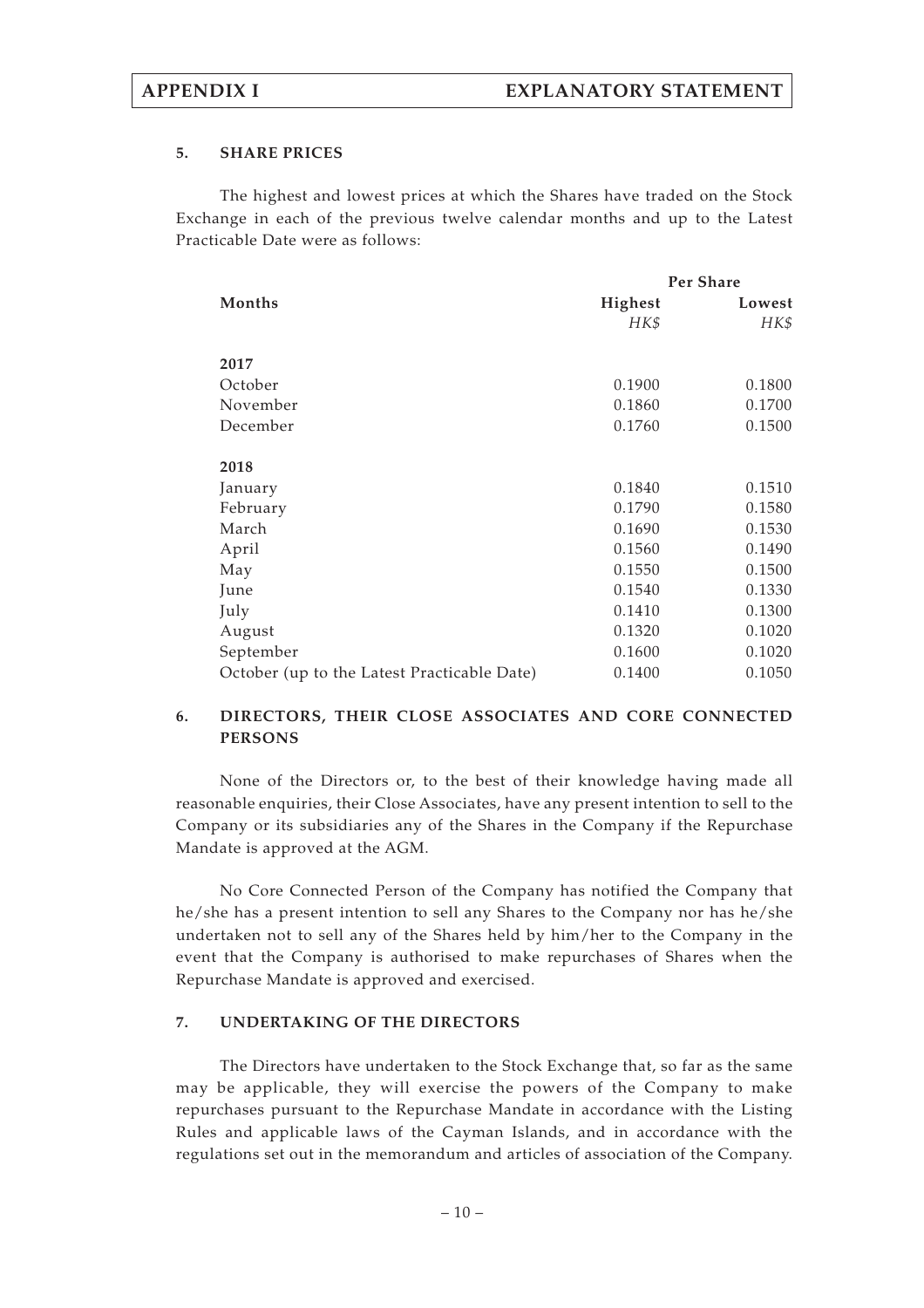### 5. SHARE PRICES

The highest and lowest prices at which the Shares have traded on the Stock Exchange in each of the previous twelve calendar months and up to the Latest Practicable Date were as follows:

| Months | Per Share | |
|---|---|---|
| | **Highest** | **Lowest** |
| | *HK$* | *HK$* |
| **2017** | | |
| October | 0.1900 | 0.1800 |
| November | 0.1860 | 0.1700 |
| December | 0.1760 | 0.1500 |
| **2018** | | |
| January | 0.1840 | 0.1510 |
| February | 0.1790 | 0.1580 |
| March | 0.1690 | 0.1530 |
| April | 0.1560 | 0.1490 |
| May | 0.1550 | 0.1500 |
| June | 0.1540 | 0.1330 |
| July | 0.1410 | 0.1300 |
| August | 0.1320 | 0.1020 |
| September | 0.1600 | 0.1020 |
| October (up to the Latest Practicable Date) | 0.1400 | 0.1050 |

### 6. DIRECTORS, THEIR CLOSE ASSOCIATES AND CORE CONNECTED PERSONS

None of the Directors or, to the best of their knowledge having made all reasonable enquiries, their Close Associates, have any present intention to sell to the Company or its subsidiaries any of the Shares in the Company if the Repurchase Mandate is approved at the AGM.

No Core Connected Person of the Company has notified the Company that he/she has a present intention to sell any Shares to the Company nor has he/she undertaken not to sell any of the Shares held by him/her to the Company in the event that the Company is authorised to make repurchases of Shares when the Repurchase Mandate is approved and exercised.

### 7. UNDERTAKING OF THE DIRECTORS

The Directors have undertaken to the Stock Exchange that, so far as the same may be applicable, they will exercise the powers of the Company to make repurchases pursuant to the Repurchase Mandate in accordance with the Listing Rules and applicable laws of the Cayman Islands, and in accordance with the regulations set out in the memorandum and articles of association of the Company.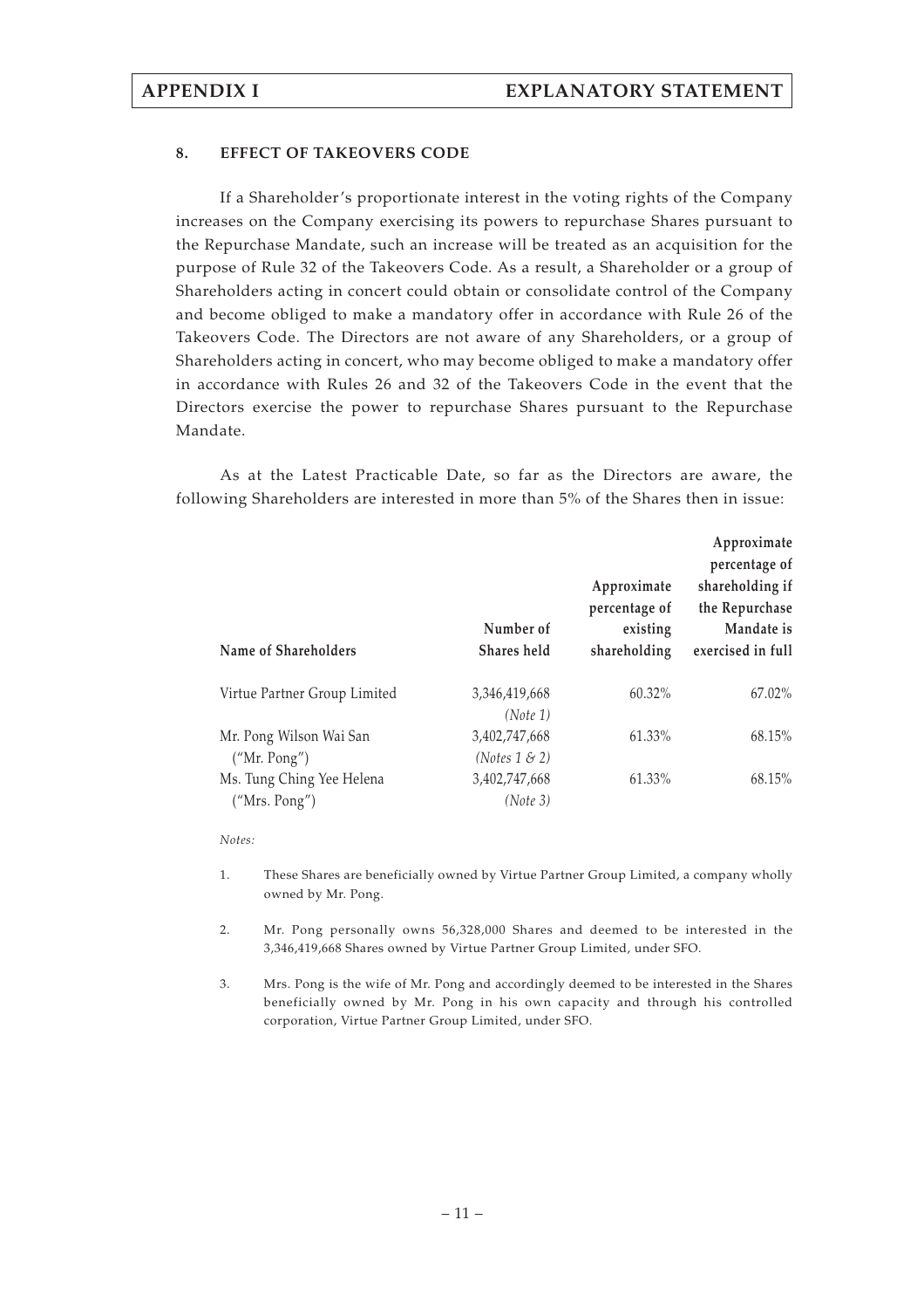## 8. EFFECT OF TAKEOVERS CODE

If a Shareholder's proportionate interest in the voting rights of the Company increases on the Company exercising its powers to repurchase Shares pursuant to the Repurchase Mandate, such an increase will be treated as an acquisition for the purpose of Rule 32 of the Takeovers Code. As a result, a Shareholder or a group of Shareholders acting in concert could obtain or consolidate control of the Company and become obliged to make a mandatory offer in accordance with Rule 26 of the Takeovers Code. The Directors are not aware of any Shareholders, or a group of Shareholders acting in concert, who may become obliged to make a mandatory offer in accordance with Rules 26 and 32 of the Takeovers Code in the event that the Directors exercise the power to repurchase Shares pursuant to the Repurchase Mandate.

As at the Latest Practicable Date, so far as the Directors are aware, the following Shareholders are interested in more than 5% of the Shares then in issue:

| Name of Shareholders | Number of Shares held | Approximate percentage of existing shareholding | Approximate percentage of shareholding if the Repurchase Mandate is exercised in full |
|---|---|---|---|
| Virtue Partner Group Limited | 3,346,419,668 *(Note 1)* | 60.32% | 67.02% |
| Mr. Pong Wilson Wai San ("Mr. Pong") | 3,402,747,668 *(Notes 1 & 2)* | 61.33% | 68.15% |
| Ms. Tung Ching Yee Helena ("Mrs. Pong") | 3,402,747,668 *(Note 3)* | 61.33% | 68.15% |

*Notes:*

1. These Shares are beneficially owned by Virtue Partner Group Limited, a company wholly owned by Mr. Pong.

2. Mr. Pong personally owns 56,328,000 Shares and deemed to be interested in the 3,346,419,668 Shares owned by Virtue Partner Group Limited, under SFO.

3. Mrs. Pong is the wife of Mr. Pong and accordingly deemed to be interested in the Shares beneficially owned by Mr. Pong in his own capacity and through his controlled corporation, Virtue Partner Group Limited, under SFO.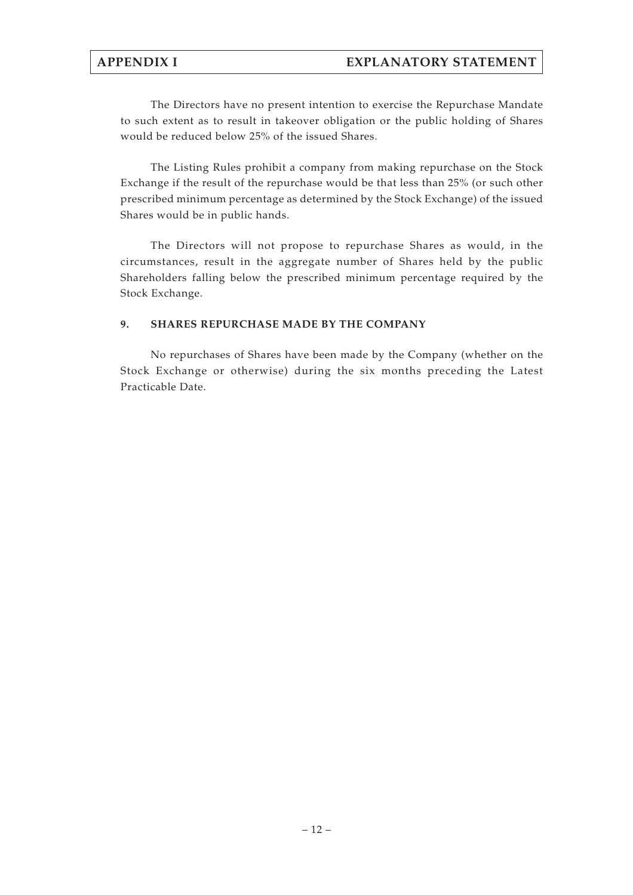The Directors have no present intention to exercise the Repurchase Mandate to such extent as to result in takeover obligation or the public holding of Shares would be reduced below 25% of the issued Shares.

The Listing Rules prohibit a company from making repurchase on the Stock Exchange if the result of the repurchase would be that less than 25% (or such other prescribed minimum percentage as determined by the Stock Exchange) of the issued Shares would be in public hands.

The Directors will not propose to repurchase Shares as would, in the circumstances, result in the aggregate number of Shares held by the public Shareholders falling below the prescribed minimum percentage required by the Stock Exchange.

## 9. SHARES REPURCHASE MADE BY THE COMPANY

No repurchases of Shares have been made by the Company (whether on the Stock Exchange or otherwise) during the six months preceding the Latest Practicable Date.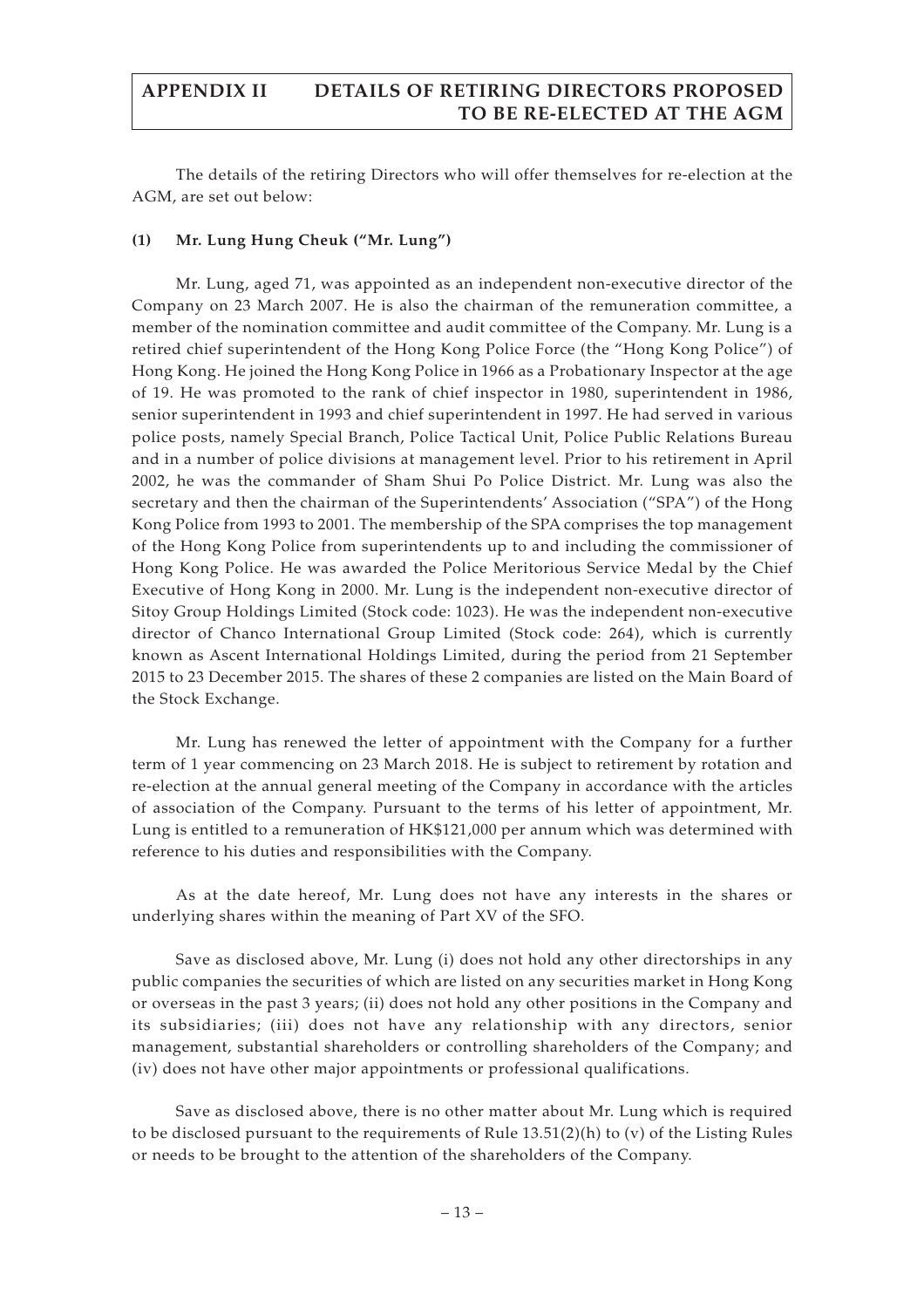# APPENDIX II DETAILS OF RETIRING DIRECTORS PROPOSED TO BE RE-ELECTED AT THE AGM

The details of the retiring Directors who will offer themselves for re-election at the AGM, are set out below:

**(1) Mr. Lung Hung Cheuk ("Mr. Lung")**

Mr. Lung, aged 71, was appointed as an independent non-executive director of the Company on 23 March 2007. He is also the chairman of the remuneration committee, a member of the nomination committee and audit committee of the Company. Mr. Lung is a retired chief superintendent of the Hong Kong Police Force (the "Hong Kong Police") of Hong Kong. He joined the Hong Kong Police in 1966 as a Probationary Inspector at the age of 19. He was promoted to the rank of chief inspector in 1980, superintendent in 1986, senior superintendent in 1993 and chief superintendent in 1997. He had served in various police posts, namely Special Branch, Police Tactical Unit, Police Public Relations Bureau and in a number of police divisions at management level. Prior to his retirement in April 2002, he was the commander of Sham Shui Po Police District. Mr. Lung was also the secretary and then the chairman of the Superintendents' Association ("SPA") of the Hong Kong Police from 1993 to 2001. The membership of the SPA comprises the top management of the Hong Kong Police from superintendents up to and including the commissioner of Hong Kong Police. He was awarded the Police Meritorious Service Medal by the Chief Executive of Hong Kong in 2000. Mr. Lung is the independent non-executive director of Sitoy Group Holdings Limited (Stock code: 1023). He was the independent non-executive director of Chanco International Group Limited (Stock code: 264), which is currently known as Ascent International Holdings Limited, during the period from 21 September 2015 to 23 December 2015. The shares of these 2 companies are listed on the Main Board of the Stock Exchange.

Mr. Lung has renewed the letter of appointment with the Company for a further term of 1 year commencing on 23 March 2018. He is subject to retirement by rotation and re-election at the annual general meeting of the Company in accordance with the articles of association of the Company. Pursuant to the terms of his letter of appointment, Mr. Lung is entitled to a remuneration of HK$121,000 per annum which was determined with reference to his duties and responsibilities with the Company.

As at the date hereof, Mr. Lung does not have any interests in the shares or underlying shares within the meaning of Part XV of the SFO.

Save as disclosed above, Mr. Lung (i) does not hold any other directorships in any public companies the securities of which are listed on any securities market in Hong Kong or overseas in the past 3 years; (ii) does not hold any other positions in the Company and its subsidiaries; (iii) does not have any relationship with any directors, senior management, substantial shareholders or controlling shareholders of the Company; and (iv) does not have other major appointments or professional qualifications.

Save as disclosed above, there is no other matter about Mr. Lung which is required to be disclosed pursuant to the requirements of Rule 13.51(2)(h) to (v) of the Listing Rules or needs to be brought to the attention of the shareholders of the Company.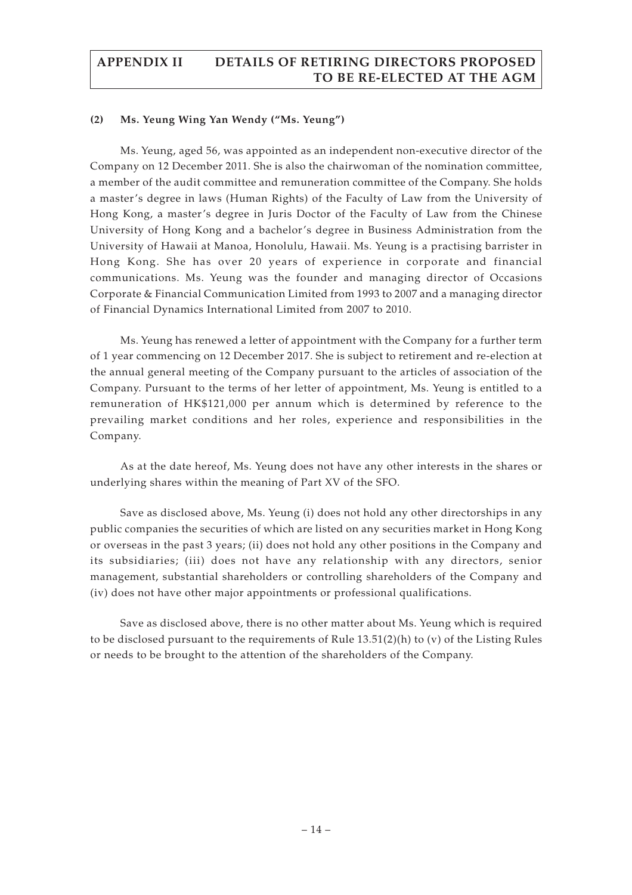**(2) Ms. Yeung Wing Yan Wendy ("Ms. Yeung")**

Ms. Yeung, aged 56, was appointed as an independent non-executive director of the Company on 12 December 2011. She is also the chairwoman of the nomination committee, a member of the audit committee and remuneration committee of the Company. She holds a master's degree in laws (Human Rights) of the Faculty of Law from the University of Hong Kong, a master's degree in Juris Doctor of the Faculty of Law from the Chinese University of Hong Kong and a bachelor's degree in Business Administration from the University of Hawaii at Manoa, Honolulu, Hawaii. Ms. Yeung is a practising barrister in Hong Kong. She has over 20 years of experience in corporate and financial communications. Ms. Yeung was the founder and managing director of Occasions Corporate & Financial Communication Limited from 1993 to 2007 and a managing director of Financial Dynamics International Limited from 2007 to 2010.

Ms. Yeung has renewed a letter of appointment with the Company for a further term of 1 year commencing on 12 December 2017. She is subject to retirement and re-election at the annual general meeting of the Company pursuant to the articles of association of the Company. Pursuant to the terms of her letter of appointment, Ms. Yeung is entitled to a remuneration of HK$121,000 per annum which is determined by reference to the prevailing market conditions and her roles, experience and responsibilities in the Company.

As at the date hereof, Ms. Yeung does not have any other interests in the shares or underlying shares within the meaning of Part XV of the SFO.

Save as disclosed above, Ms. Yeung (i) does not hold any other directorships in any public companies the securities of which are listed on any securities market in Hong Kong or overseas in the past 3 years; (ii) does not hold any other positions in the Company and its subsidiaries; (iii) does not have any relationship with any directors, senior management, substantial shareholders or controlling shareholders of the Company and (iv) does not have other major appointments or professional qualifications.

Save as disclosed above, there is no other matter about Ms. Yeung which is required to be disclosed pursuant to the requirements of Rule 13.51(2)(h) to (v) of the Listing Rules or needs to be brought to the attention of the shareholders of the Company.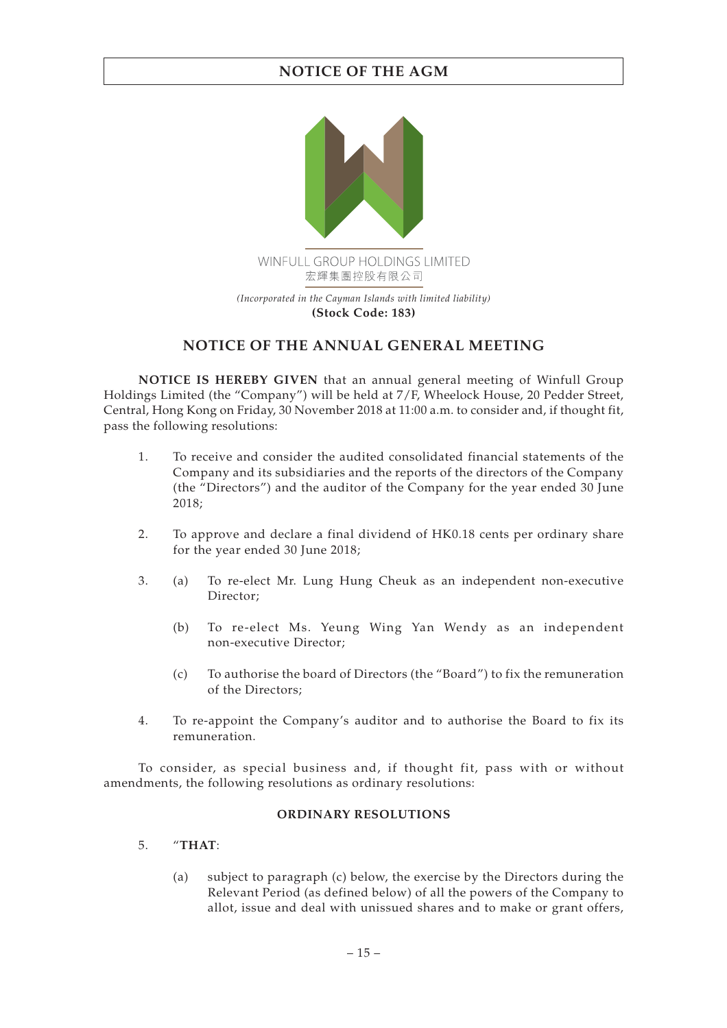# NOTICE OF THE AGM

WINFULL GROUP HOLDINGS LIMITED
宏輝集團控股有限公司

*(Incorporated in the Cayman Islands with limited liability)*
**(Stock Code: 183)**

## NOTICE OF THE ANNUAL GENERAL MEETING

**NOTICE IS HEREBY GIVEN** that an annual general meeting of Winfull Group Holdings Limited (the "Company") will be held at 7/F, Wheelock House, 20 Pedder Street, Central, Hong Kong on Friday, 30 November 2018 at 11:00 a.m. to consider and, if thought fit, pass the following resolutions:

1. To receive and consider the audited consolidated financial statements of the Company and its subsidiaries and the reports of the directors of the Company (the "Directors") and the auditor of the Company for the year ended 30 June 2018;

2. To approve and declare a final dividend of HK0.18 cents per ordinary share for the year ended 30 June 2018;

3. (a) To re-elect Mr. Lung Hung Cheuk as an independent non-executive Director;

   (b) To re-elect Ms. Yeung Wing Yan Wendy as an independent non-executive Director;

   (c) To authorise the board of Directors (the "Board") to fix the remuneration of the Directors;

4. To re-appoint the Company's auditor and to authorise the Board to fix its remuneration.

To consider, as special business and, if thought fit, pass with or without amendments, the following resolutions as ordinary resolutions:

### ORDINARY RESOLUTIONS

5. "**THAT**:

   (a) subject to paragraph (c) below, the exercise by the Directors during the Relevant Period (as defined below) of all the powers of the Company to allot, issue and deal with unissued shares and to make or grant offers,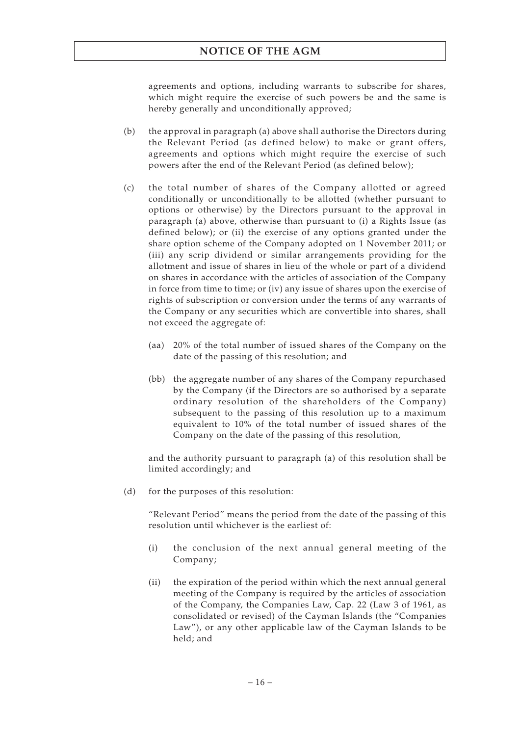agreements and options, including warrants to subscribe for shares, which might require the exercise of such powers be and the same is hereby generally and unconditionally approved;

(b) the approval in paragraph (a) above shall authorise the Directors during the Relevant Period (as defined below) to make or grant offers, agreements and options which might require the exercise of such powers after the end of the Relevant Period (as defined below);

(c) the total number of shares of the Company allotted or agreed conditionally or unconditionally to be allotted (whether pursuant to options or otherwise) by the Directors pursuant to the approval in paragraph (a) above, otherwise than pursuant to (i) a Rights Issue (as defined below); or (ii) the exercise of any options granted under the share option scheme of the Company adopted on 1 November 2011; or (iii) any scrip dividend or similar arrangements providing for the allotment and issue of shares in lieu of the whole or part of a dividend on shares in accordance with the articles of association of the Company in force from time to time; or (iv) any issue of shares upon the exercise of rights of subscription or conversion under the terms of any warrants of the Company or any securities which are convertible into shares, shall not exceed the aggregate of:

(aa) 20% of the total number of issued shares of the Company on the date of the passing of this resolution; and

(bb) the aggregate number of any shares of the Company repurchased by the Company (if the Directors are so authorised by a separate ordinary resolution of the shareholders of the Company) subsequent to the passing of this resolution up to a maximum equivalent to 10% of the total number of issued shares of the Company on the date of the passing of this resolution,

and the authority pursuant to paragraph (a) of this resolution shall be limited accordingly; and

(d) for the purposes of this resolution:

"Relevant Period" means the period from the date of the passing of this resolution until whichever is the earliest of:

(i) the conclusion of the next annual general meeting of the Company;

(ii) the expiration of the period within which the next annual general meeting of the Company is required by the articles of association of the Company, the Companies Law, Cap. 22 (Law 3 of 1961, as consolidated or revised) of the Cayman Islands (the "Companies Law"), or any other applicable law of the Cayman Islands to be held; and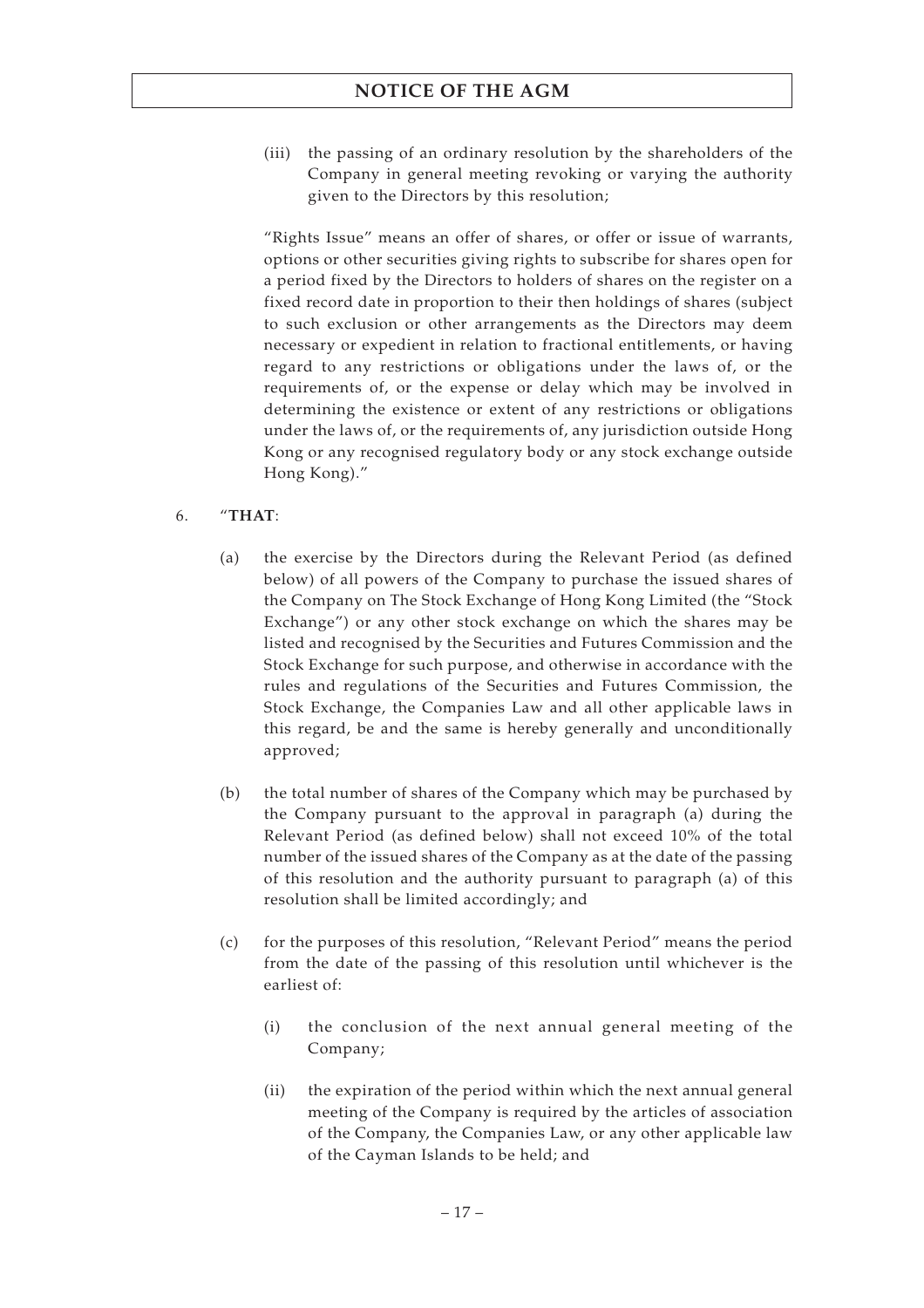(iii) the passing of an ordinary resolution by the shareholders of the Company in general meeting revoking or varying the authority given to the Directors by this resolution;

"Rights Issue" means an offer of shares, or offer or issue of warrants, options or other securities giving rights to subscribe for shares open for a period fixed by the Directors to holders of shares on the register on a fixed record date in proportion to their then holdings of shares (subject to such exclusion or other arrangements as the Directors may deem necessary or expedient in relation to fractional entitlements, or having regard to any restrictions or obligations under the laws of, or the requirements of, or the expense or delay which may be involved in determining the existence or extent of any restrictions or obligations under the laws of, or the requirements of, any jurisdiction outside Hong Kong or any recognised regulatory body or any stock exchange outside Hong Kong)."

6. "**THAT**:

(a) the exercise by the Directors during the Relevant Period (as defined below) of all powers of the Company to purchase the issued shares of the Company on The Stock Exchange of Hong Kong Limited (the "Stock Exchange") or any other stock exchange on which the shares may be listed and recognised by the Securities and Futures Commission and the Stock Exchange for such purpose, and otherwise in accordance with the rules and regulations of the Securities and Futures Commission, the Stock Exchange, the Companies Law and all other applicable laws in this regard, be and the same is hereby generally and unconditionally approved;

(b) the total number of shares of the Company which may be purchased by the Company pursuant to the approval in paragraph (a) during the Relevant Period (as defined below) shall not exceed 10% of the total number of the issued shares of the Company as at the date of the passing of this resolution and the authority pursuant to paragraph (a) of this resolution shall be limited accordingly; and

(c) for the purposes of this resolution, "Relevant Period" means the period from the date of the passing of this resolution until whichever is the earliest of:

(i) the conclusion of the next annual general meeting of the Company;

(ii) the expiration of the period within which the next annual general meeting of the Company is required by the articles of association of the Company, the Companies Law, or any other applicable law of the Cayman Islands to be held; and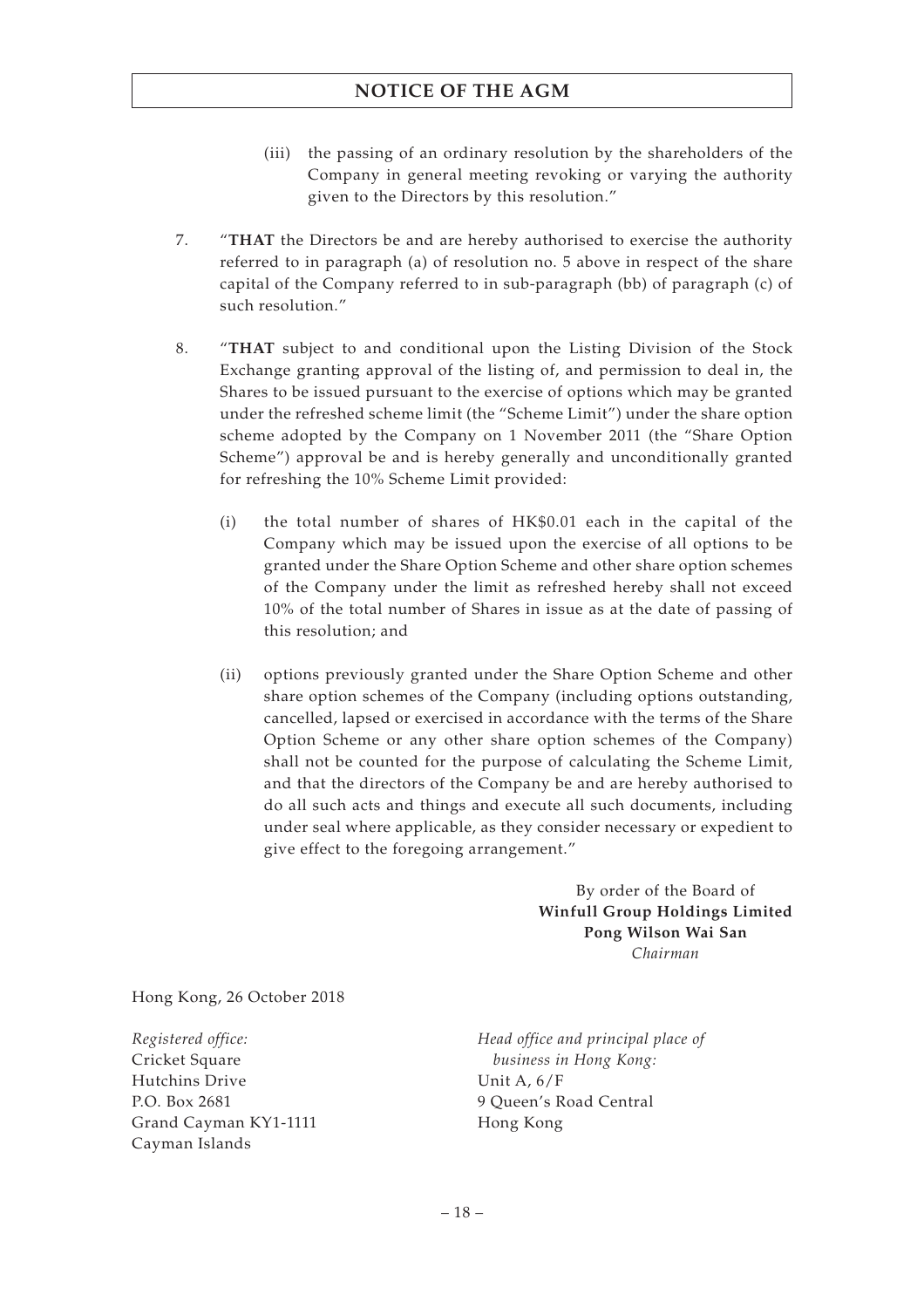(iii) the passing of an ordinary resolution by the shareholders of the Company in general meeting revoking or varying the authority given to the Directors by this resolution."

7. "**THAT** the Directors be and are hereby authorised to exercise the authority referred to in paragraph (a) of resolution no. 5 above in respect of the share capital of the Company referred to in sub-paragraph (bb) of paragraph (c) of such resolution."

8. "**THAT** subject to and conditional upon the Listing Division of the Stock Exchange granting approval of the listing of, and permission to deal in, the Shares to be issued pursuant to the exercise of options which may be granted under the refreshed scheme limit (the "Scheme Limit") under the share option scheme adopted by the Company on 1 November 2011 (the "Share Option Scheme") approval be and is hereby generally and unconditionally granted for refreshing the 10% Scheme Limit provided:

   (i) the total number of shares of HK$0.01 each in the capital of the Company which may be issued upon the exercise of all options to be granted under the Share Option Scheme and other share option schemes of the Company under the limit as refreshed hereby shall not exceed 10% of the total number of Shares in issue as at the date of passing of this resolution; and

   (ii) options previously granted under the Share Option Scheme and other share option schemes of the Company (including options outstanding, cancelled, lapsed or exercised in accordance with the terms of the Share Option Scheme or any other share option schemes of the Company) shall not be counted for the purpose of calculating the Scheme Limit, and that the directors of the Company be and are hereby authorised to do all such acts and things and execute all such documents, including under seal where applicable, as they consider necessary or expedient to give effect to the foregoing arrangement."

By order of the Board of
**Winfull Group Holdings Limited**
**Pong Wilson Wai San**
*Chairman*

Hong Kong, 26 October 2018

*Registered office:*
Cricket Square
Hutchins Drive
P.O. Box 2681
Grand Cayman KY1-1111
Cayman Islands

*Head office and principal place of business in Hong Kong:*
Unit A, 6/F
9 Queen's Road Central
Hong Kong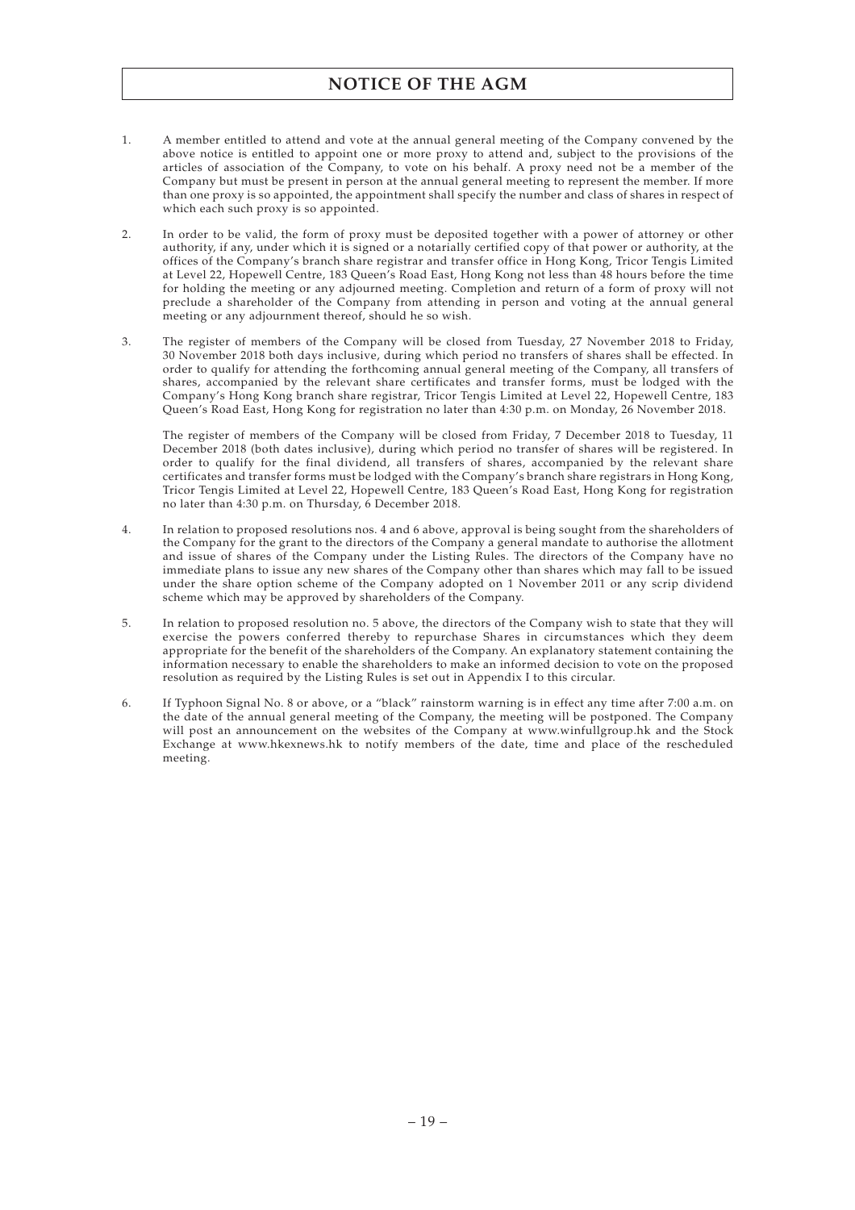# NOTICE OF THE AGM

1. A member entitled to attend and vote at the annual general meeting of the Company convened by the above notice is entitled to appoint one or more proxy to attend and, subject to the provisions of the articles of association of the Company, to vote on his behalf. A proxy need not be a member of the Company but must be present in person at the annual general meeting to represent the member. If more than one proxy is so appointed, the appointment shall specify the number and class of shares in respect of which each such proxy is so appointed.

2. In order to be valid, the form of proxy must be deposited together with a power of attorney or other authority, if any, under which it is signed or a notarially certified copy of that power or authority, at the offices of the Company's branch share registrar and transfer office in Hong Kong, Tricor Tengis Limited at Level 22, Hopewell Centre, 183 Queen's Road East, Hong Kong not less than 48 hours before the time for holding the meeting or any adjourned meeting. Completion and return of a form of proxy will not preclude a shareholder of the Company from attending in person and voting at the annual general meeting or any adjournment thereof, should he so wish.

3. The register of members of the Company will be closed from Tuesday, 27 November 2018 to Friday, 30 November 2018 both days inclusive, during which period no transfers of shares shall be effected. In order to qualify for attending the forthcoming annual general meeting of the Company, all transfers of shares, accompanied by the relevant share certificates and transfer forms, must be lodged with the Company's Hong Kong branch share registrar, Tricor Tengis Limited at Level 22, Hopewell Centre, 183 Queen's Road East, Hong Kong for registration no later than 4:30 p.m. on Monday, 26 November 2018.

   The register of members of the Company will be closed from Friday, 7 December 2018 to Tuesday, 11 December 2018 (both dates inclusive), during which period no transfer of shares will be registered. In order to qualify for the final dividend, all transfers of shares, accompanied by the relevant share certificates and transfer forms must be lodged with the Company's branch share registrars in Hong Kong, Tricor Tengis Limited at Level 22, Hopewell Centre, 183 Queen's Road East, Hong Kong for registration no later than 4:30 p.m. on Thursday, 6 December 2018.

4. In relation to proposed resolutions nos. 4 and 6 above, approval is being sought from the shareholders of the Company for the grant to the directors of the Company a general mandate to authorise the allotment and issue of shares of the Company under the Listing Rules. The directors of the Company have no immediate plans to issue any new shares of the Company other than shares which may fall to be issued under the share option scheme of the Company adopted on 1 November 2011 or any scrip dividend scheme which may be approved by shareholders of the Company.

5. In relation to proposed resolution no. 5 above, the directors of the Company wish to state that they will exercise the powers conferred thereby to repurchase Shares in circumstances which they deem appropriate for the benefit of the shareholders of the Company. An explanatory statement containing the information necessary to enable the shareholders to make an informed decision to vote on the proposed resolution as required by the Listing Rules is set out in Appendix I to this circular.

6. If Typhoon Signal No. 8 or above, or a "black" rainstorm warning is in effect any time after 7:00 a.m. on the date of the annual general meeting of the Company, the meeting will be postponed. The Company will post an announcement on the websites of the Company at www.winfullgroup.hk and the Stock Exchange at www.hkexnews.hk to notify members of the date, time and place of the rescheduled meeting.